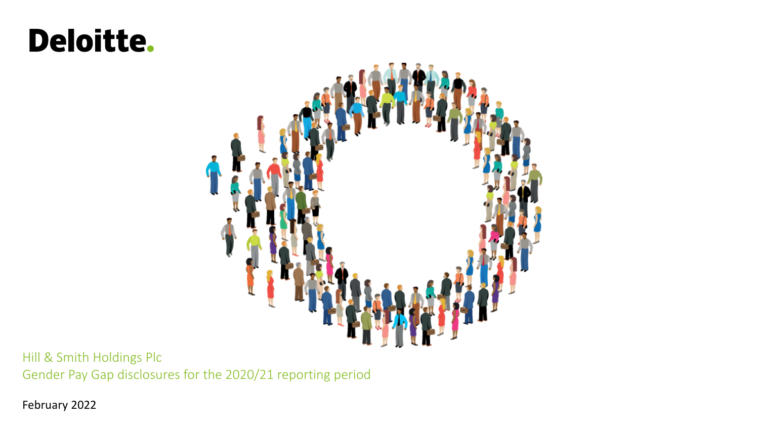Deloitte.

Hill & Smith Holdings Plc

Gender Pay Gap disclosures for the 2020/21 reporting period

February 2022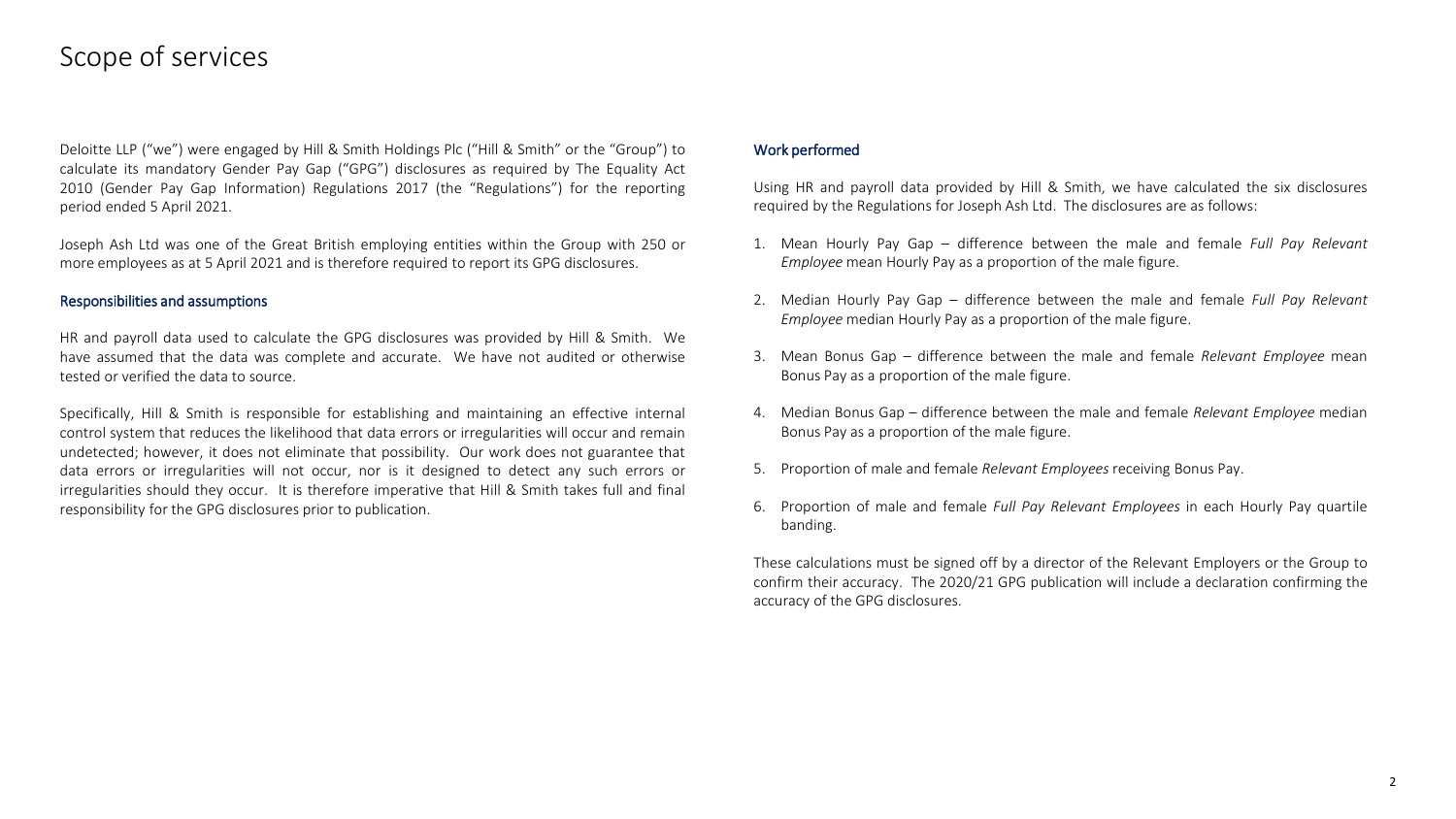# Scope of services

Deloitte LLP ("we") were engaged by Hill & Smith Holdings Plc ("Hill & Smith" or the "Group") to calculate its mandatory Gender Pay Gap ("GPG") disclosures as required by The Equality Act 2010 (Gender Pay Gap Information) Regulations 2017 (the "Regulations") for the reporting period ended 5 April 2021.

Joseph Ash Ltd was one of the Great British employing entities within the Group with 250 or more employees as at 5 April 2021 and is therefore required to report its GPG disclosures.

## Responsibilities and assumptions

HR and payroll data used to calculate the GPG disclosures was provided by Hill & Smith. We have assumed that the data was complete and accurate. We have not audited or otherwise tested or verified the data to source.

Specifically, Hill & Smith is responsible for establishing and maintaining an effective internal control system that reduces the likelihood that data errors or irregularities will occur and remain undetected; however, it does not eliminate that possibility. Our work does not guarantee that data errors or irregularities will not occur, nor is it designed to detect any such errors or irregularities should they occur. It is therefore imperative that Hill & Smith takes full and final responsibility for the GPG disclosures prior to publication.

## Work performed

Using HR and payroll data provided by Hill & Smith, we have calculated the six disclosures required by the Regulations for Joseph Ash Ltd. The disclosures are as follows:

1. Mean Hourly Pay Gap – difference between the male and female *Full Pay Relevant Employee* mean Hourly Pay as a proportion of the male figure.
2. Median Hourly Pay Gap – difference between the male and female *Full Pay Relevant Employee* median Hourly Pay as a proportion of the male figure.
3. Mean Bonus Gap – difference between the male and female *Relevant Employee* mean Bonus Pay as a proportion of the male figure.
4. Median Bonus Gap – difference between the male and female *Relevant Employee* median Bonus Pay as a proportion of the male figure.
5. Proportion of male and female *Relevant Employees* receiving Bonus Pay.
6. Proportion of male and female *Full Pay Relevant Employees* in each Hourly Pay quartile banding.

These calculations must be signed off by a director of the Relevant Employers or the Group to confirm their accuracy. The 2020/21 GPG publication will include a declaration confirming the accuracy of the GPG disclosures.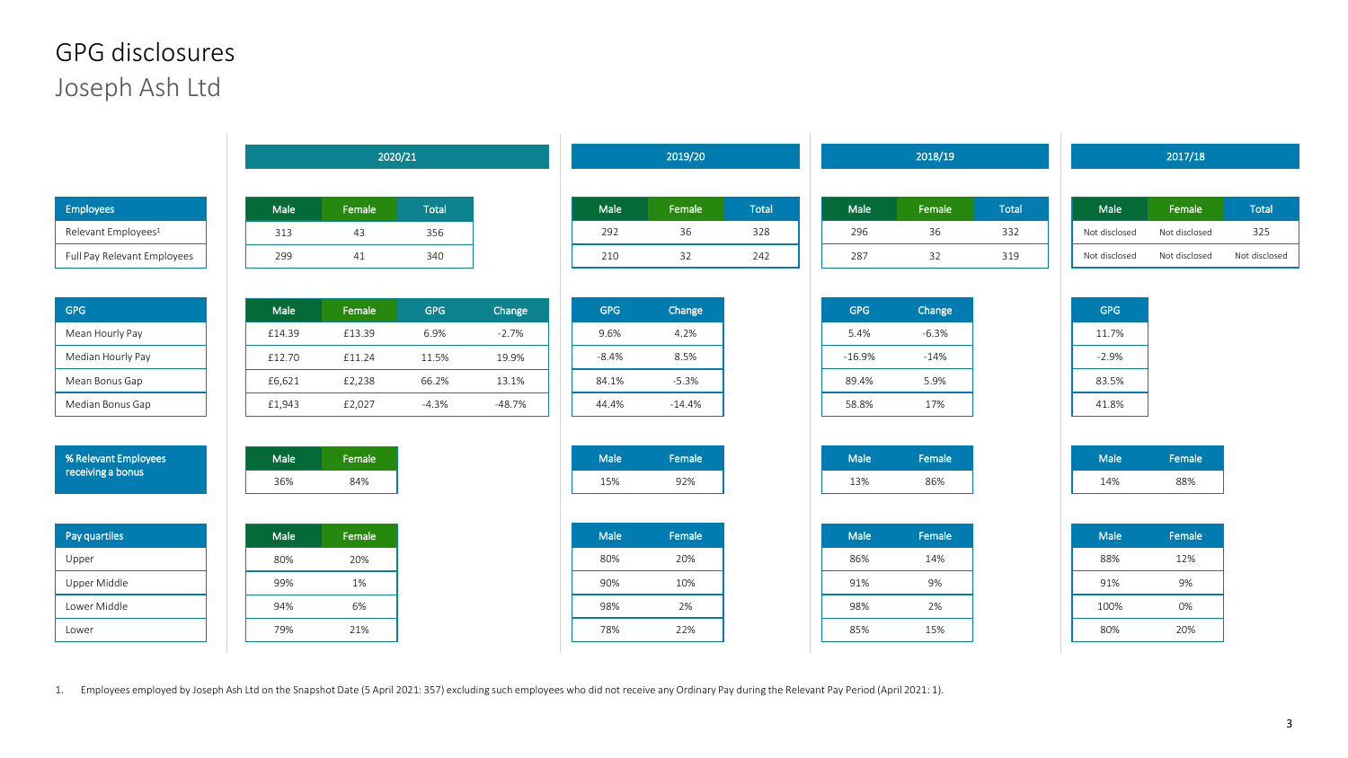# GPG disclosures

## Joseph Ash Ltd

### Employees

| Employees | 2020/21 Male | 2020/21 Female | 2020/21 Total | 2019/20 Male | 2019/20 Female | 2019/20 Total | 2018/19 Male | 2018/19 Female | 2018/19 Total | 2017/18 Male | 2017/18 Female | 2017/18 Total |
|---|---|---|---|---|---|---|---|---|---|---|---|---|
| Relevant Employees[1] | 313 | 43 | 356 | 292 | 36 | 328 | 296 | 36 | 332 | Not disclosed | Not disclosed | 325 |
| Full Pay Relevant Employees | 299 | 41 | 340 | 210 | 32 | 242 | 287 | 32 | 319 | Not disclosed | Not disclosed | Not disclosed |

### GPG

| GPG | 2020/21 Male | 2020/21 Female | 2020/21 GPG | 2020/21 Change | 2019/20 GPG | 2019/20 Change | 2018/19 GPG | 2018/19 Change | 2017/18 GPG |
|---|---|---|---|---|---|---|---|---|---|
| Mean Hourly Pay | £14.39 | £13.39 | 6.9% | -2.7% | 9.6% | 4.2% | 5.4% | -6.3% | 11.7% |
| Median Hourly Pay | £12.70 | £11.24 | 11.5% | 19.9% | -8.4% | 8.5% | -16.9% | -14% | -2.9% |
| Mean Bonus Gap | £6,621 | £2,238 | 66.2% | 13.1% | 84.1% | -5.3% | 89.4% | 5.9% | 83.5% |
| Median Bonus Gap | £1,943 | £2,027 | -4.3% | -48.7% | 44.4% | -14.4% | 58.8% | 17% | 41.8% |

### % Relevant Employees receiving a bonus

| | 2020/21 Male | 2020/21 Female | 2019/20 Male | 2019/20 Female | 2018/19 Male | 2018/19 Female | 2017/18 Male | 2017/18 Female |
|---|---|---|---|---|---|---|---|---|
| % Relevant Employees receiving a bonus | 36% | 84% | 15% | 92% | 13% | 86% | 14% | 88% |

### Pay quartiles

| Pay quartiles | 2020/21 Male | 2020/21 Female | 2019/20 Male | 2019/20 Female | 2018/19 Male | 2018/19 Female | 2017/18 Male | 2017/18 Female |
|---|---|---|---|---|---|---|---|---|
| Upper | 80% | 20% | 80% | 20% | 86% | 14% | 88% | 12% |
| Upper Middle | 99% | 1% | 90% | 10% | 91% | 9% | 91% | 9% |
| Lower Middle | 94% | 6% | 98% | 2% | 98% | 2% | 100% | 0% |
| Lower | 79% | 21% | 78% | 22% | 85% | 15% | 80% | 20% |

1. Employees employed by Joseph Ash Ltd on the Snapshot Date (5 April 2021: 357) excluding such employees who did not receive any Ordinary Pay during the Relevant Pay Period (April 2021: 1).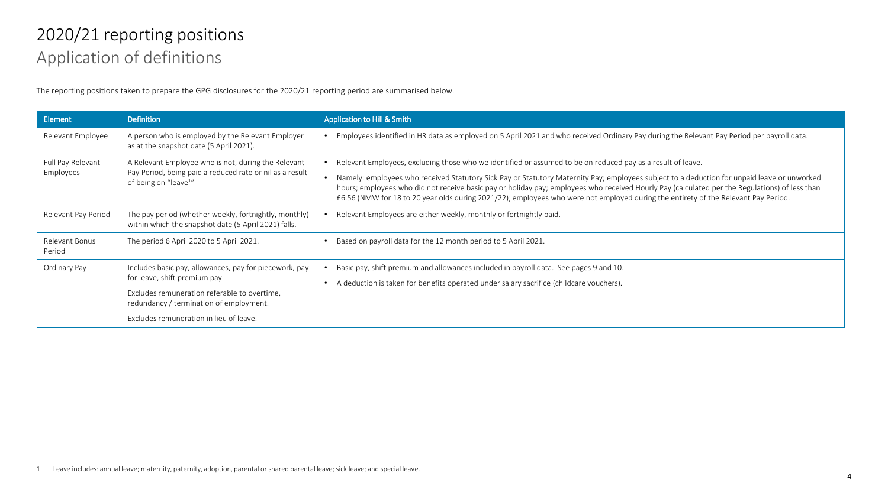# 2020/21 reporting positions

## Application of definitions

The reporting positions taken to prepare the GPG disclosures for the 2020/21 reporting period are summarised below.

| Element | Definition | Application to Hill & Smith |
|---|---|---|
| Relevant Employee | A person who is employed by the Relevant Employer as at the snapshot date (5 April 2021). | • Employees identified in HR data as employed on 5 April 2021 and who received Ordinary Pay during the Relevant Pay Period per payroll data. |
| Full Pay Relevant Employees | A Relevant Employee who is not, during the Relevant Pay Period, being paid a reduced rate or nil as a result of being on "leave[1]" | • Relevant Employees, excluding those who we identified or assumed to be on reduced pay as a result of leave.<br>• Namely: employees who received Statutory Sick Pay or Statutory Maternity Pay; employees subject to a deduction for unpaid leave or unworked hours; employees who did not receive basic pay or holiday pay; employees who received Hourly Pay (calculated per the Regulations) of less than £6.56 (NMW for 18 to 20 year olds during 2021/22); employees who were not employed during the entirety of the Relevant Pay Period. |
| Relevant Pay Period | The pay period (whether weekly, fortnightly, monthly) within which the snapshot date (5 April 2021) falls. | • Relevant Employees are either weekly, monthly or fortnightly paid. |
| Relevant Bonus Period | The period 6 April 2020 to 5 April 2021. | • Based on payroll data for the 12 month period to 5 April 2021. |
| Ordinary Pay | Includes basic pay, allowances, pay for piecework, pay for leave, shift premium pay.<br>Excludes remuneration referable to overtime, redundancy / termination of employment.<br>Excludes remuneration in lieu of leave. | • Basic pay, shift premium and allowances included in payroll data. See pages 9 and 10.<br>• A deduction is taken for benefits operated under salary sacrifice (childcare vouchers). |

1. Leave includes: annual leave; maternity, paternity, adoption, parental or shared parental leave; sick leave; and special leave.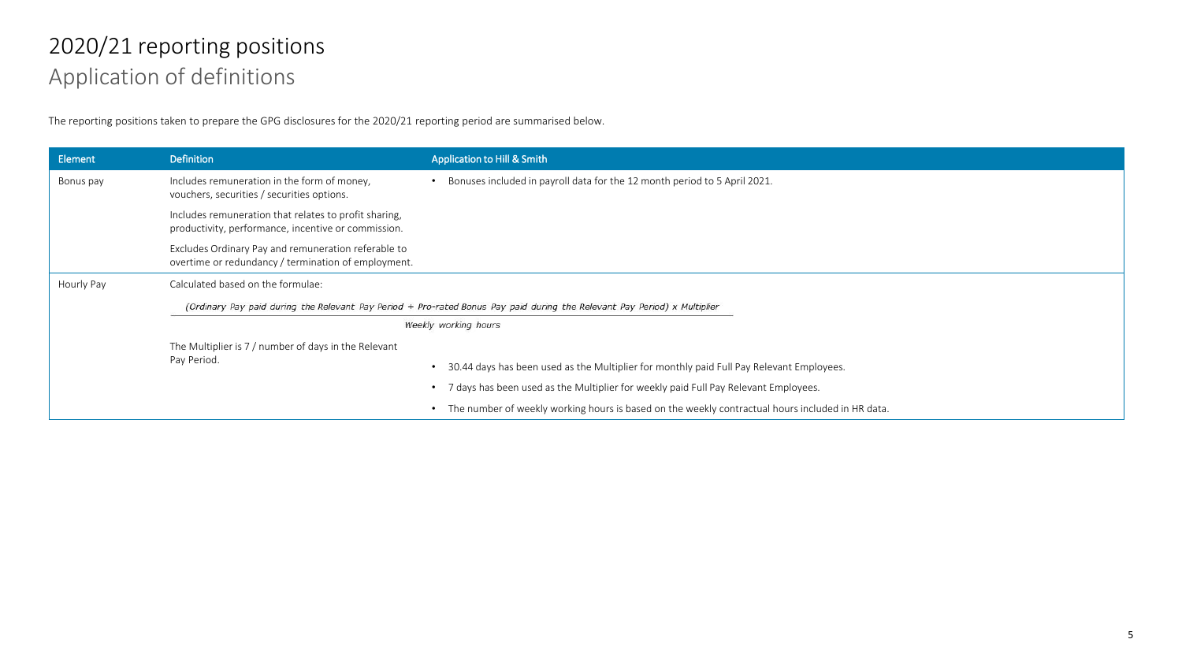# 2020/21 reporting positions

## Application of definitions

The reporting positions taken to prepare the GPG disclosures for the 2020/21 reporting period are summarised below.

| Element | Definition | Application to Hill & Smith |
| --- | --- | --- |
| Bonus pay | Includes remuneration in the form of money, vouchers, securities / securities options.<br><br>Includes remuneration that relates to profit sharing, productivity, performance, incentive or commission.<br><br>Excludes Ordinary Pay and remuneration referable to overtime or redundancy / termination of employment. | • Bonuses included in payroll data for the 12 month period to 5 April 2021. |
| Hourly Pay | Calculated based on the formulae:<br><br>$$\frac{\text{(Ordinary Pay paid during the Relevant Pay Period + Pro-rated Bonus Pay paid during the Relevant Pay Period) x Multiplier}}{\text{Weekly working hours}}$$<br><br>The Multiplier is 7 / number of days in the Relevant Pay Period. | • 30.44 days has been used as the Multiplier for monthly paid Full Pay Relevant Employees.<br>• 7 days has been used as the Multiplier for weekly paid Full Pay Relevant Employees.<br>• The number of weekly working hours is based on the weekly contractual hours included in HR data. |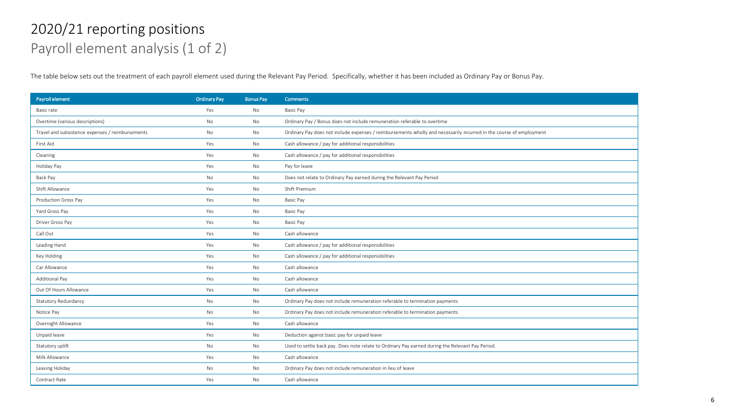# 2020/21 reporting positions

## Payroll element analysis (1 of 2)

The table below sets out the treatment of each payroll element used during the Relevant Pay Period. Specifically, whether it has been included as Ordinary Pay or Bonus Pay.

| Payroll element | Ordinary Pay | Bonus Pay | Comments |
|---|---|---|---|
| Basic rate | Yes | No | Basic Pay |
| Overtime (various descriptions) | No | No | Ordinary Pay / Bonus does not include remuneration referable to overtime |
| Travel and subsistence expenses / reimbursements | No | No | Ordinary Pay does not include expenses / reimbursements wholly and necessarily incurred in the course of employment |
| First Aid | Yes | No | Cash allowance / pay for additional responsibilities |
| Cleaning | Yes | No | Cash allowance / pay for additional responsibilities |
| Holiday Pay | Yes | No | Pay for leave |
| Back Pay | No | No | Does not relate to Ordinary Pay earned during the Relevant Pay Period |
| Shift Allowance | Yes | No | Shift Premium |
| Production Gross Pay | Yes | No | Basic Pay |
| Yard Gross Pay | Yes | No | Basic Pay |
| Driver Gross Pay | Yes | No | Basic Pay |
| Call Out | Yes | No | Cash allowance |
| Leading Hand | Yes | No | Cash allowance / pay for additional responsibilities |
| Key Holding | Yes | No | Cash allowance / pay for additional responsibilities |
| Car Allowance | Yes | No | Cash allowance |
| Additional Pay | Yes | No | Cash allowance |
| Out Of Hours Allowance | Yes | No | Cash allowance |
| Statutory Redundancy | No | No | Ordinary Pay does not include remuneration referable to termination payments |
| Notice Pay | No | No | Ordinary Pay does not include remuneration referable to termination payments |
| Overnight Allowance | Yes | No | Cash allowance |
| Unpaid leave | Yes | No | Deduction against basic pay for unpaid leave |
| Statutory uplift | No | No | Used to settle back pay. Does note relate to Ordinary Pay earned during the Relevant Pay Period. |
| Milk Allowance | Yes | No | Cash allowance |
| Leaving Holiday | No | No | Ordinary Pay does not include remuneration in lieu of leave |
| Contract Rate | Yes | No | Cash allowance |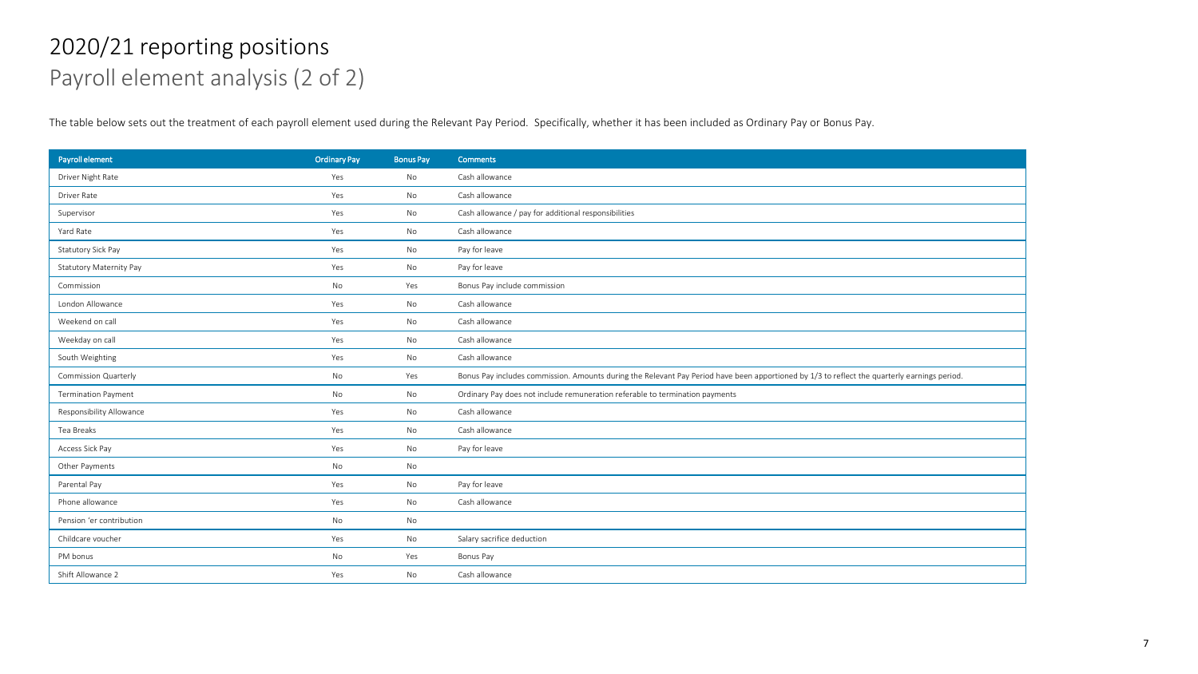# 2020/21 reporting positions

## Payroll element analysis (2 of 2)

The table below sets out the treatment of each payroll element used during the Relevant Pay Period. Specifically, whether it has been included as Ordinary Pay or Bonus Pay.

| Payroll element | Ordinary Pay | Bonus Pay | Comments |
|---|---|---|---|
| Driver Night Rate | Yes | No | Cash allowance |
| Driver Rate | Yes | No | Cash allowance |
| Supervisor | Yes | No | Cash allowance / pay for additional responsibilities |
| Yard Rate | Yes | No | Cash allowance |
| Statutory Sick Pay | Yes | No | Pay for leave |
| Statutory Maternity Pay | Yes | No | Pay for leave |
| Commission | No | Yes | Bonus Pay include commission |
| London Allowance | Yes | No | Cash allowance |
| Weekend on call | Yes | No | Cash allowance |
| Weekday on call | Yes | No | Cash allowance |
| South Weighting | Yes | No | Cash allowance |
| Commission Quarterly | No | Yes | Bonus Pay includes commission. Amounts during the Relevant Pay Period have been apportioned by 1/3 to reflect the quarterly earnings period. |
| Termination Payment | No | No | Ordinary Pay does not include remuneration referable to termination payments |
| Responsibility Allowance | Yes | No | Cash allowance |
| Tea Breaks | Yes | No | Cash allowance |
| Access Sick Pay | Yes | No | Pay for leave |
| Other Payments | No | No | |
| Parental Pay | Yes | No | Pay for leave |
| Phone allowance | Yes | No | Cash allowance |
| Pension 'er contribution | No | No | |
| Childcare voucher | Yes | No | Salary sacrifice deduction |
| PM bonus | No | Yes | Bonus Pay |
| Shift Allowance 2 | Yes | No | Cash allowance |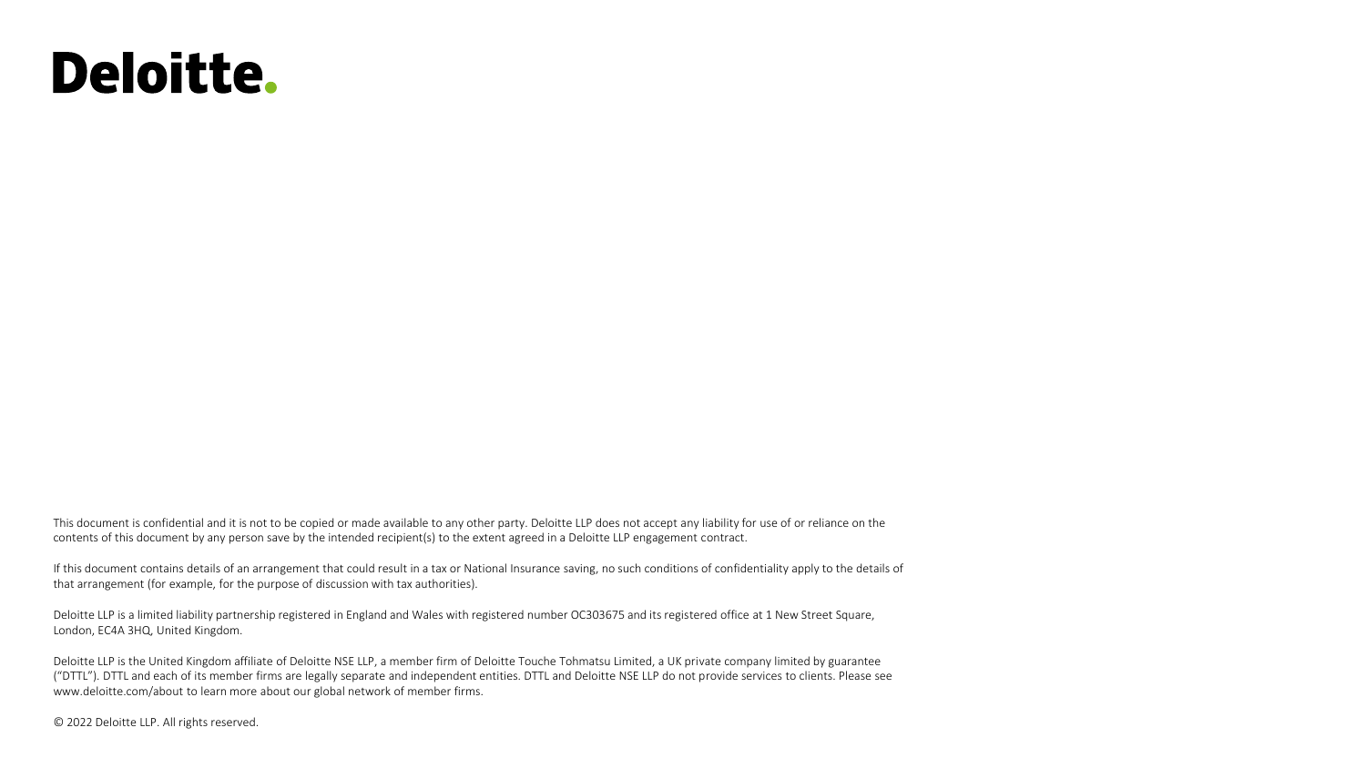# Deloitte.

This document is confidential and it is not to be copied or made available to any other party. Deloitte LLP does not accept any liability for use of or reliance on the contents of this document by any person save by the intended recipient(s) to the extent agreed in a Deloitte LLP engagement contract.

If this document contains details of an arrangement that could result in a tax or National Insurance saving, no such conditions of confidentiality apply to the details of that arrangement (for example, for the purpose of discussion with tax authorities).

Deloitte LLP is a limited liability partnership registered in England and Wales with registered number OC303675 and its registered office at 1 New Street Square, London, EC4A 3HQ, United Kingdom.

Deloitte LLP is the United Kingdom affiliate of Deloitte NSE LLP, a member firm of Deloitte Touche Tohmatsu Limited, a UK private company limited by guarantee ("DTTL"). DTTL and each of its member firms are legally separate and independent entities. DTTL and Deloitte NSE LLP do not provide services to clients. Please see www.deloitte.com/about to learn more about our global network of member firms.

© 2022 Deloitte LLP. All rights reserved.